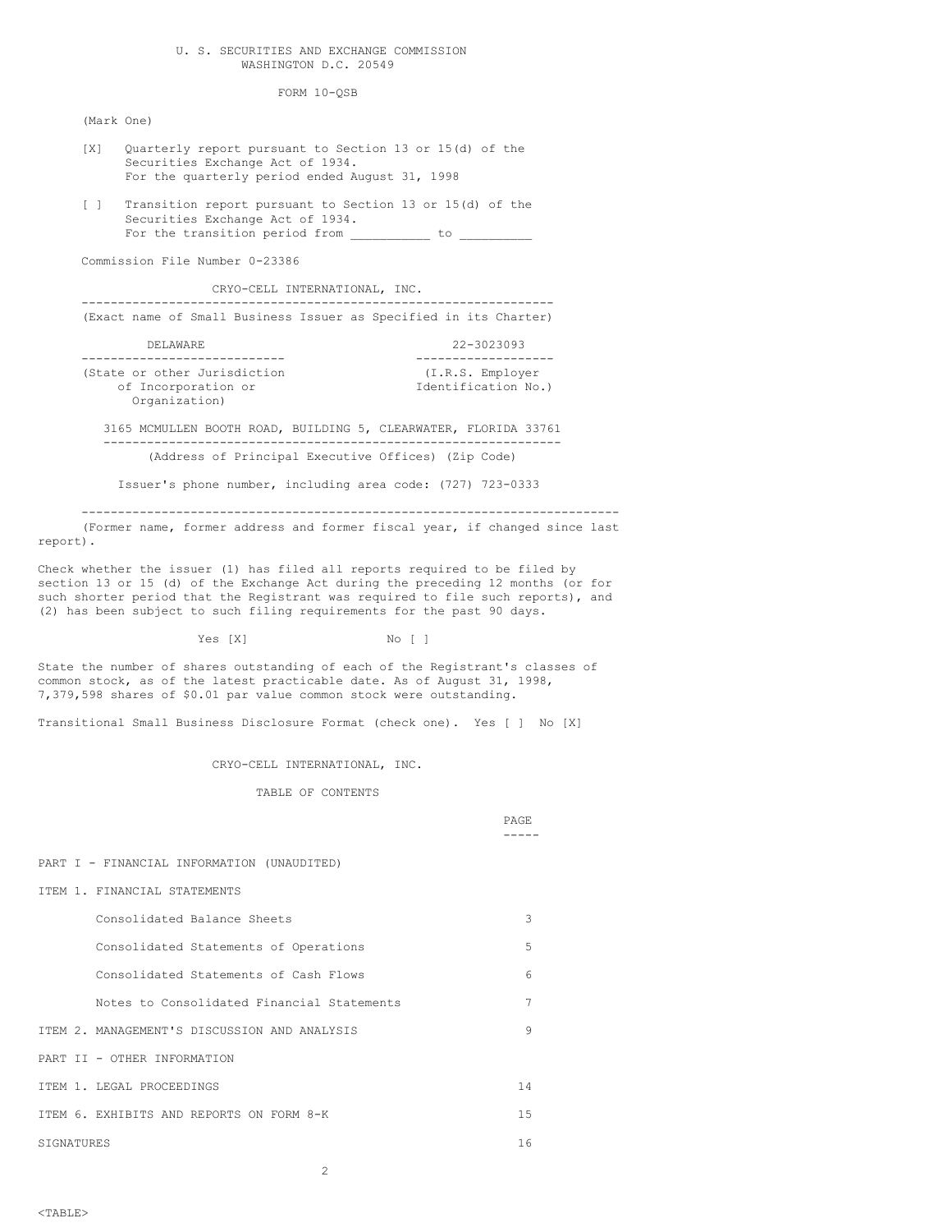U. S. SECURITIES AND EXCHANGE COMMISSION
WASHINGTON D.C. 20549

FORM 10-QSB

(Mark One)

[X] Quarterly report pursuant to Section 13 or 15(d) of the Securities Exchange Act of 1934.
For the quarterly period ended August 31, 1998

[ ] Transition report pursuant to Section 13 or 15(d) of the Securities Exchange Act of 1934.
For the transition period from __________ to _________

Commission File Number 0-23386

CRYO-CELL INTERNATIONAL, INC.

(Exact name of Small Business Issuer as Specified in its Charter)

| DELAWARE | 22-3023093 |
|---|---|
| (State or other Jurisdiction of Incorporation or Organization) | (I.R.S. Employer Identification No.) |

3165 MCMULLEN BOOTH ROAD, BUILDING 5, CLEARWATER, FLORIDA 33761

(Address of Principal Executive Offices) (Zip Code)

Issuer's phone number, including area code: (727) 723-0333

(Former name, former address and former fiscal year, if changed since last report).

Check whether the issuer (1) has filed all reports required to be filed by section 13 or 15 (d) of the Exchange Act during the preceding 12 months (or for such shorter period that the Registrant was required to file such reports), and (2) has been subject to such filing requirements for the past 90 days.

Yes [X]  No [ ]

State the number of shares outstanding of each of the Registrant's classes of common stock, as of the latest practicable date. As of August 31, 1998, 7,379,598 shares of $0.01 par value common stock were outstanding.

Transitional Small Business Disclosure Format (check one). Yes [ ] No [X]

CRYO-CELL INTERNATIONAL, INC.

TABLE OF CONTENTS

| | PAGE |
|---|---|
| PART I - FINANCIAL INFORMATION (UNAUDITED) | |
| ITEM 1. FINANCIAL STATEMENTS | |
| Consolidated Balance Sheets | 3 |
| Consolidated Statements of Operations | 5 |
| Consolidated Statements of Cash Flows | 6 |
| Notes to Consolidated Financial Statements | 7 |
| ITEM 2. MANAGEMENT'S DISCUSSION AND ANALYSIS | 9 |
| PART II - OTHER INFORMATION | |
| ITEM 1. LEGAL PROCEEDINGS | 14 |
| ITEM 6. EXHIBITS AND REPORTS ON FORM 8-K | 15 |
| SIGNATURES | 16 |

<TABLE>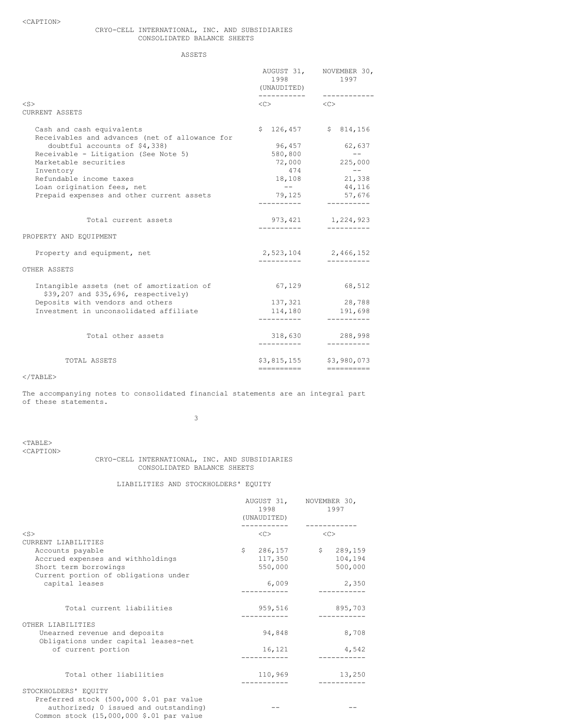CRYO-CELL INTERNATIONAL, INC. AND SUBSIDIARIES
CONSOLIDATED BALANCE SHEETS

ASSETS

| | AUGUST 31, 1998 (UNAUDITED) | NOVEMBER 30, 1997 |
|---|---|---|
| **CURRENT ASSETS** | | |
| Cash and cash equivalents | $ 126,457 | $ 814,156 |
| Receivables and advances (net of allowance for doubtful accounts of $4,338) | 96,457 | 62,637 |
| Receivable - Litigation (See Note 5) | 580,800 | -- |
| Marketable securities | 72,000 | 225,000 |
| Inventory | 474 | -- |
| Refundable income taxes | 18,108 | 21,338 |
| Loan origination fees, net | -- | 44,116 |
| Prepaid expenses and other current assets | 79,125 | 57,676 |
| Total current assets | 973,421 | 1,224,923 |
| **PROPERTY AND EQUIPMENT** | | |
| Property and equipment, net | 2,523,104 | 2,466,152 |
| **OTHER ASSETS** | | |
| Intangible assets (net of amortization of $39,207 and $35,696, respectively) | 67,129 | 68,512 |
| Deposits with vendors and others | 137,321 | 28,788 |
| Investment in unconsolidated affiliate | 114,180 | 191,698 |
| Total other assets | 318,630 | 288,998 |
| TOTAL ASSETS | $3,815,155 | $3,980,073 |

The accompanying notes to consolidated financial statements are an integral part of these statements.

CRYO-CELL INTERNATIONAL, INC. AND SUBSIDIARIES
CONSOLIDATED BALANCE SHEETS

LIABILITIES AND STOCKHOLDERS' EQUITY

| | AUGUST 31, 1998 (UNAUDITED) | NOVEMBER 30, 1997 |
|---|---|---|
| **CURRENT LIABILITIES** | | |
| Accounts payable | $ 286,157 | $ 289,159 |
| Accrued expenses and withholdings | 117,350 | 104,194 |
| Short term borrowings | 550,000 | 500,000 |
| Current portion of obligations under capital leases | 6,009 | 2,350 |
| Total current liabilities | 959,516 | 895,703 |
| **OTHER LIABILITIES** | | |
| Unearned revenue and deposits | 94,848 | 8,708 |
| Obligations under capital leases-net of current portion | 16,121 | 4,542 |
| Total other liabilities | 110,969 | 13,250 |
| **STOCKHOLDERS' EQUITY** | | |
| Preferred stock (500,000 $.01 par value authorized; 0 issued and outstanding) | -- | -- |
| Common stock (15,000,000 $.01 par value | | |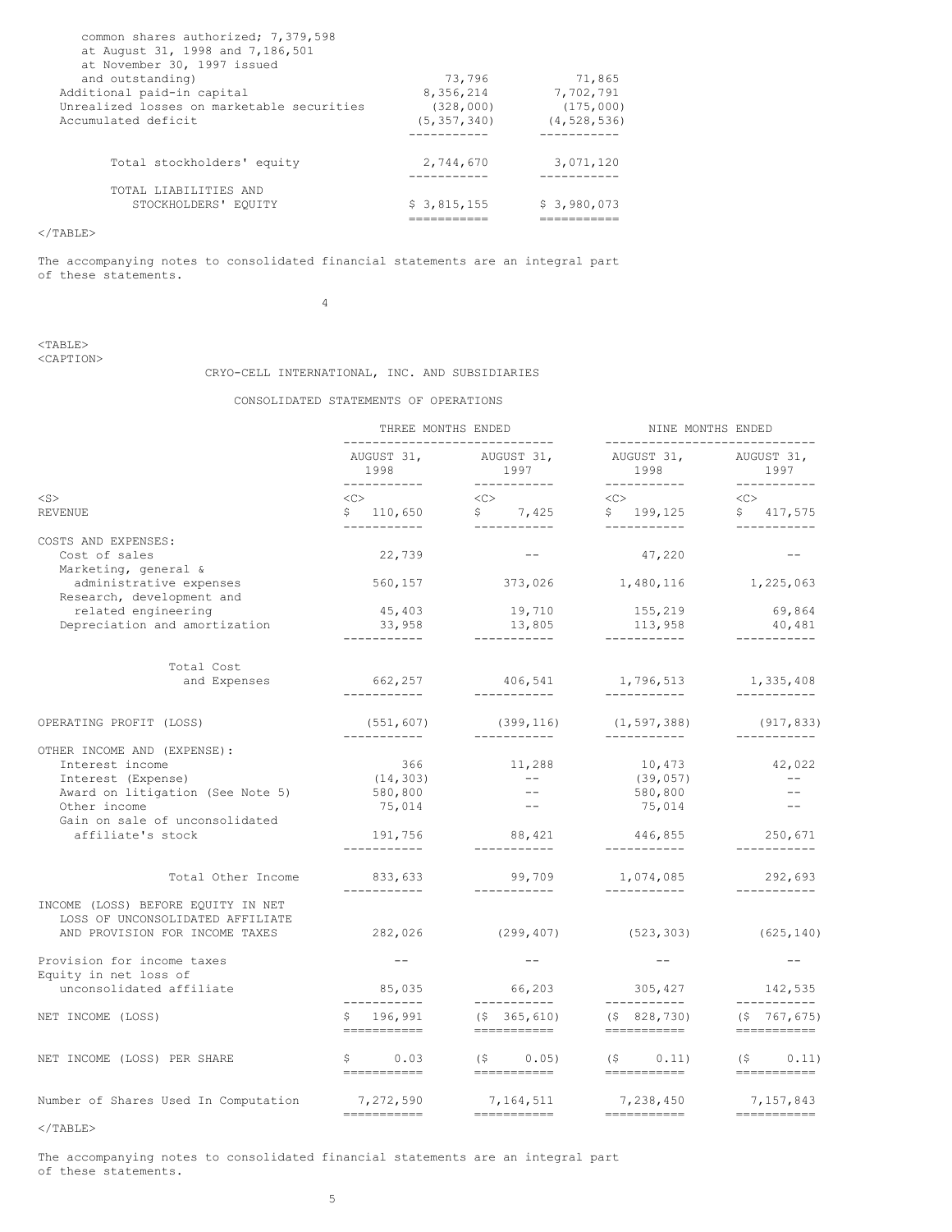| | | |
|---|---|---|
| common shares authorized; 7,379,598 at August 31, 1998 and 7,186,501 at November 30, 1997 issued and outstanding) | 73,796 | 71,865 |
| Additional paid-in capital | 8,356,214 | 7,702,791 |
| Unrealized losses on marketable securities | (328,000) | (175,000) |
| Accumulated deficit | (5,357,340) | (4,528,536) |
| Total stockholders' equity | 2,744,670 | 3,071,120 |
| TOTAL LIABILITIES AND STOCKHOLDERS' EQUITY | $ 3,815,155 | $ 3,980,073 |

The accompanying notes to consolidated financial statements are an integral part of these statements.

CRYO-CELL INTERNATIONAL, INC. AND SUBSIDIARIES

CONSOLIDATED STATEMENTS OF OPERATIONS

| | THREE MONTHS ENDED | | NINE MONTHS ENDED | |
|---|---|---|---|---|
| | AUGUST 31, 1998 | AUGUST 31, 1997 | AUGUST 31, 1998 | AUGUST 31, 1997 |
| REVENUE | $ 110,650 | $ 7,425 | $ 199,125 | $ 417,575 |
| COSTS AND EXPENSES: | | | | |
| Cost of sales | 22,739 | -- | 47,220 | -- |
| Marketing, general & administrative expenses | 560,157 | 373,026 | 1,480,116 | 1,225,063 |
| Research, development and related engineering | 45,403 | 19,710 | 155,219 | 69,864 |
| Depreciation and amortization | 33,958 | 13,805 | 113,958 | 40,481 |
| Total Cost and Expenses | 662,257 | 406,541 | 1,796,513 | 1,335,408 |
| OPERATING PROFIT (LOSS) | (551,607) | (399,116) | (1,597,388) | (917,833) |
| OTHER INCOME AND (EXPENSE): | | | | |
| Interest income | 366 | 11,288 | 10,473 | 42,022 |
| Interest (Expense) | (14,303) | -- | (39,057) | -- |
| Award on litigation (See Note 5) | 580,800 | -- | 580,800 | -- |
| Other income | 75,014 | -- | 75,014 | -- |
| Gain on sale of unconsolidated affiliate's stock | 191,756 | 88,421 | 446,855 | 250,671 |
| Total Other Income | 833,633 | 99,709 | 1,074,085 | 292,693 |
| INCOME (LOSS) BEFORE EQUITY IN NET LOSS OF UNCONSOLIDATED AFFILIATE AND PROVISION FOR INCOME TAXES | 282,026 | (299,407) | (523,303) | (625,140) |
| Provision for income taxes | -- | -- | -- | -- |
| Equity in net loss of unconsolidated affiliate | 85,035 | 66,203 | 305,427 | 142,535 |
| NET INCOME (LOSS) | $ 196,991 | ($ 365,610) | ($ 828,730) | ($ 767,675) |
| NET INCOME (LOSS) PER SHARE | $ 0.03 | ($ 0.05) | ($ 0.11) | ($ 0.11) |
| Number of Shares Used In Computation | 7,272,590 | 7,164,511 | 7,238,450 | 7,157,843 |

The accompanying notes to consolidated financial statements are an integral part of these statements.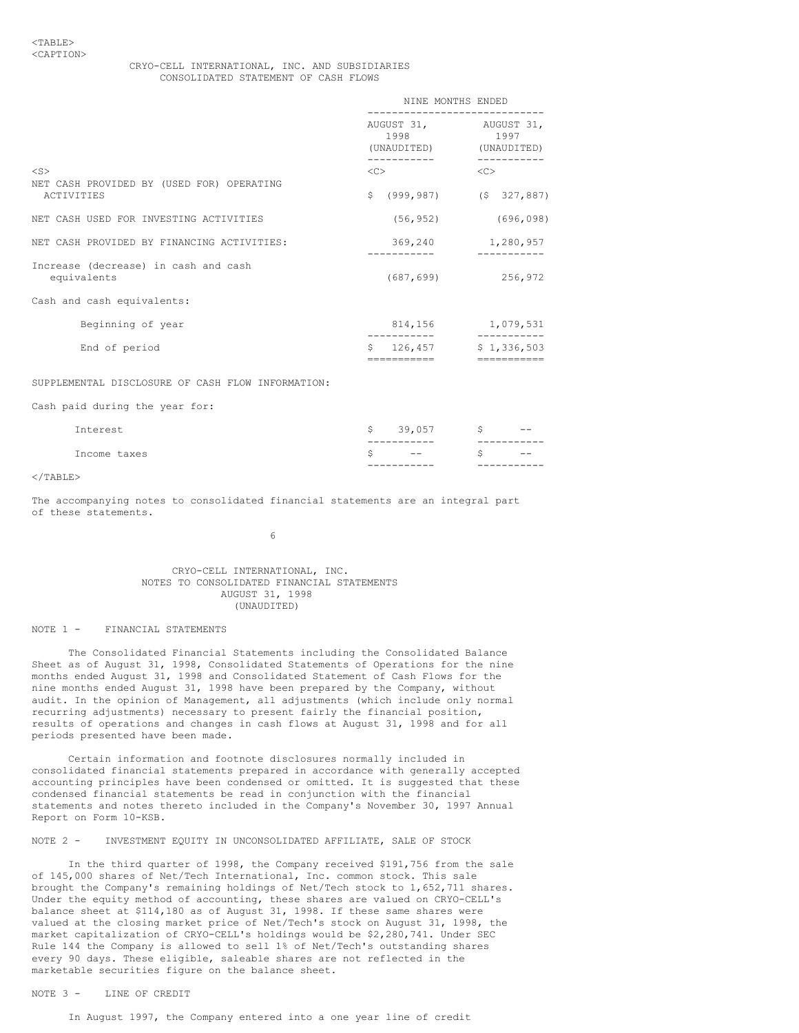CRYO-CELL INTERNATIONAL, INC. AND SUBSIDIARIES
CONSOLIDATED STATEMENT OF CASH FLOWS

| | NINE MONTHS ENDED | |
|---|---|---|
| | AUGUST 31, 1998 (UNAUDITED) | AUGUST 31, 1997 (UNAUDITED) |
| NET CASH PROVIDED BY (USED FOR) OPERATING ACTIVITIES | $ (999,987) | ($ 327,887) |
| NET CASH USED FOR INVESTING ACTIVITIES | (56,952) | (696,098) |
| NET CASH PROVIDED BY FINANCING ACTIVITIES: | 369,240 | 1,280,957 |
| Increase (decrease) in cash and cash equivalents | (687,699) | 256,972 |
| Cash and cash equivalents: | | |
| Beginning of year | 814,156 | 1,079,531 |
| End of period | $ 126,457 | $ 1,336,503 |
| SUPPLEMENTAL DISCLOSURE OF CASH FLOW INFORMATION: | | |
| Cash paid during the year for: | | |
| Interest | $ 39,057 | $ -- |
| Income taxes | $ -- | $ -- |

The accompanying notes to consolidated financial statements are an integral part of these statements.

CRYO-CELL INTERNATIONAL, INC.
NOTES TO CONSOLIDATED FINANCIAL STATEMENTS
AUGUST 31, 1998
(UNAUDITED)

NOTE 1 - FINANCIAL STATEMENTS

The Consolidated Financial Statements including the Consolidated Balance Sheet as of August 31, 1998, Consolidated Statements of Operations for the nine months ended August 31, 1998 and Consolidated Statement of Cash Flows for the nine months ended August 31, 1998 have been prepared by the Company, without audit. In the opinion of Management, all adjustments (which include only normal recurring adjustments) necessary to present fairly the financial position, results of operations and changes in cash flows at August 31, 1998 and for all periods presented have been made.

Certain information and footnote disclosures normally included in consolidated financial statements prepared in accordance with generally accepted accounting principles have been condensed or omitted. It is suggested that these condensed financial statements be read in conjunction with the financial statements and notes thereto included in the Company's November 30, 1997 Annual Report on Form 10-KSB.

NOTE 2 - INVESTMENT EQUITY IN UNCONSOLIDATED AFFILIATE, SALE OF STOCK

In the third quarter of 1998, the Company received $191,756 from the sale of 145,000 shares of Net/Tech International, Inc. common stock. This sale brought the Company's remaining holdings of Net/Tech stock to 1,652,711 shares. Under the equity method of accounting, these shares are valued on CRYO-CELL's balance sheet at $114,180 as of August 31, 1998. If these same shares were valued at the closing market price of Net/Tech's stock on August 31, 1998, the market capitalization of CRYO-CELL's holdings would be $2,280,741. Under SEC Rule 144 the Company is allowed to sell 1% of Net/Tech's outstanding shares every 90 days. These eligible, saleable shares are not reflected in the marketable securities figure on the balance sheet.

NOTE 3 - LINE OF CREDIT

In August 1997, the Company entered into a one year line of credit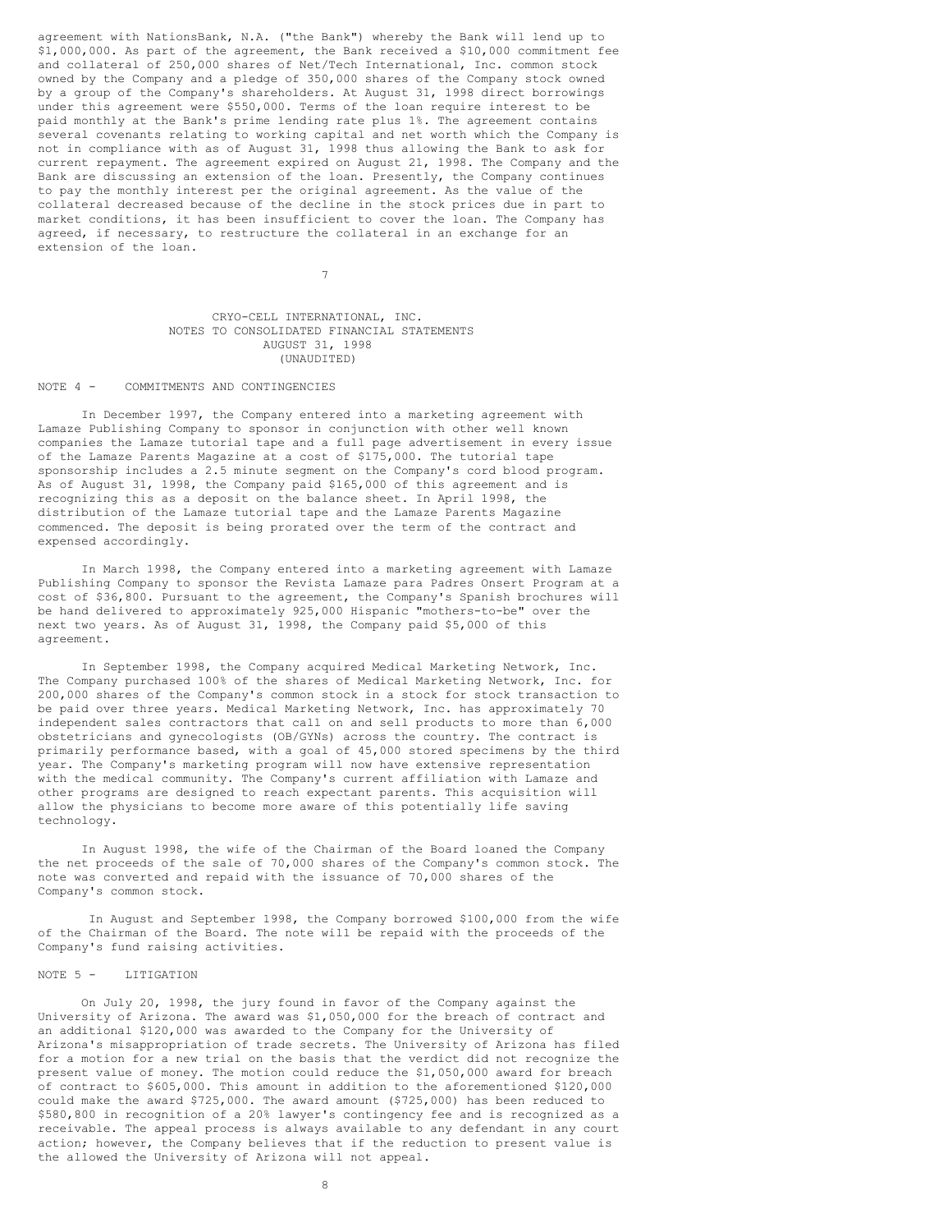agreement with NationsBank, N.A. ("the Bank") whereby the Bank will lend up to $1,000,000. As part of the agreement, the Bank received a $10,000 commitment fee and collateral of 250,000 shares of Net/Tech International, Inc. common stock owned by the Company and a pledge of 350,000 shares of the Company stock owned by a group of the Company's shareholders. At August 31, 1998 direct borrowings under this agreement were $550,000. Terms of the loan require interest to be paid monthly at the Bank's prime lending rate plus 1%. The agreement contains several covenants relating to working capital and net worth which the Company is not in compliance with as of August 31, 1998 thus allowing the Bank to ask for current repayment. The agreement expired on August 21, 1998. The Company and the Bank are discussing an extension of the loan. Presently, the Company continues to pay the monthly interest per the original agreement. As the value of the collateral decreased because of the decline in the stock prices due in part to market conditions, it has been insufficient to cover the loan. The Company has agreed, if necessary, to restructure the collateral in an exchange for an extension of the loan.

CRYO-CELL INTERNATIONAL, INC.
NOTES TO CONSOLIDATED FINANCIAL STATEMENTS
AUGUST 31, 1998
(UNAUDITED)

NOTE 4 - COMMITMENTS AND CONTINGENCIES

In December 1997, the Company entered into a marketing agreement with Lamaze Publishing Company to sponsor in conjunction with other well known companies the Lamaze tutorial tape and a full page advertisement in every issue of the Lamaze Parents Magazine at a cost of $175,000. The tutorial tape sponsorship includes a 2.5 minute segment on the Company's cord blood program. As of August 31, 1998, the Company paid $165,000 of this agreement and is recognizing this as a deposit on the balance sheet. In April 1998, the distribution of the Lamaze tutorial tape and the Lamaze Parents Magazine commenced. The deposit is being prorated over the term of the contract and expensed accordingly.

In March 1998, the Company entered into a marketing agreement with Lamaze Publishing Company to sponsor the Revista Lamaze para Padres Onsert Program at a cost of $36,800. Pursuant to the agreement, the Company's Spanish brochures will be hand delivered to approximately 925,000 Hispanic "mothers-to-be" over the next two years. As of August 31, 1998, the Company paid $5,000 of this agreement.

In September 1998, the Company acquired Medical Marketing Network, Inc. The Company purchased 100% of the shares of Medical Marketing Network, Inc. for 200,000 shares of the Company's common stock in a stock for stock transaction to be paid over three years. Medical Marketing Network, Inc. has approximately 70 independent sales contractors that call on and sell products to more than 6,000 obstetricians and gynecologists (OB/GYNs) across the country. The contract is primarily performance based, with a goal of 45,000 stored specimens by the third year. The Company's marketing program will now have extensive representation with the medical community. The Company's current affiliation with Lamaze and other programs are designed to reach expectant parents. This acquisition will allow the physicians to become more aware of this potentially life saving technology.

In August 1998, the wife of the Chairman of the Board loaned the Company the net proceeds of the sale of 70,000 shares of the Company's common stock. The note was converted and repaid with the issuance of 70,000 shares of the Company's common stock.

In August and September 1998, the Company borrowed $100,000 from the wife of the Chairman of the Board. The note will be repaid with the proceeds of the Company's fund raising activities.

NOTE 5 - LITIGATION

On July 20, 1998, the jury found in favor of the Company against the University of Arizona. The award was $1,050,000 for the breach of contract and an additional $120,000 was awarded to the Company for the University of Arizona's misappropriation of trade secrets. The University of Arizona has filed for a motion for a new trial on the basis that the verdict did not recognize the present value of money. The motion could reduce the $1,050,000 award for breach of contract to $605,000. This amount in addition to the aforementioned $120,000 could make the award $725,000. The award amount ($725,000) has been reduced to $580,800 in recognition of a 20% lawyer's contingency fee and is recognized as a receivable. The appeal process is always available to any defendant in any court action; however, the Company believes that if the reduction to present value is the allowed the University of Arizona will not appeal.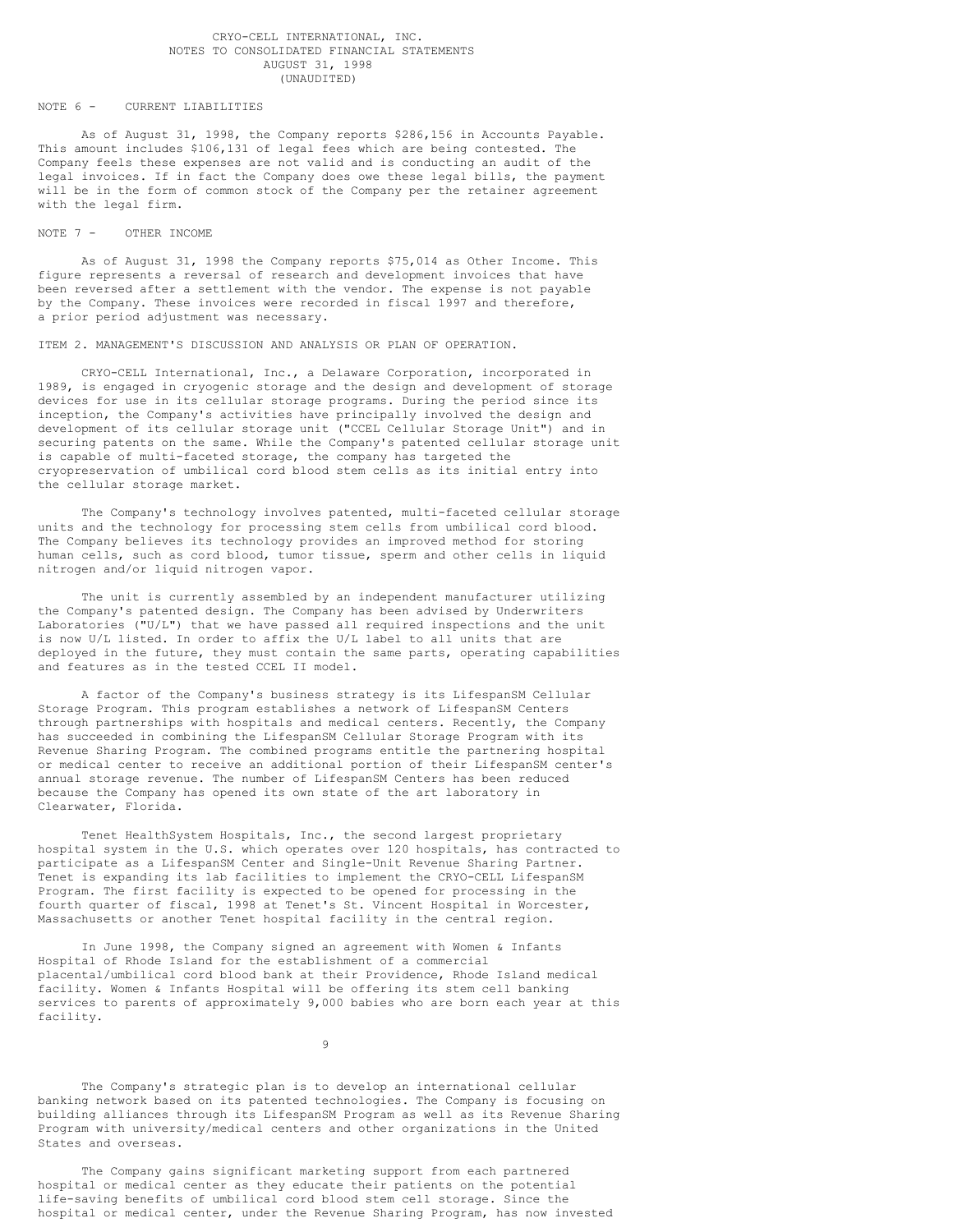CRYO-CELL INTERNATIONAL, INC.
NOTES TO CONSOLIDATED FINANCIAL STATEMENTS
AUGUST 31, 1998
(UNAUDITED)

NOTE 6 - CURRENT LIABILITIES

As of August 31, 1998, the Company reports $286,156 in Accounts Payable. This amount includes $106,131 of legal fees which are being contested. The Company feels these expenses are not valid and is conducting an audit of the legal invoices. If in fact the Company does owe these legal bills, the payment will be in the form of common stock of the Company per the retainer agreement with the legal firm.

NOTE 7 - OTHER INCOME

As of August 31, 1998 the Company reports $75,014 as Other Income. This figure represents a reversal of research and development invoices that have been reversed after a settlement with the vendor. The expense is not payable by the Company. These invoices were recorded in fiscal 1997 and therefore, a prior period adjustment was necessary.

ITEM 2. MANAGEMENT'S DISCUSSION AND ANALYSIS OR PLAN OF OPERATION.

CRYO-CELL International, Inc., a Delaware Corporation, incorporated in 1989, is engaged in cryogenic storage and the design and development of storage devices for use in its cellular storage programs. During the period since its inception, the Company's activities have principally involved the design and development of its cellular storage unit ("CCEL Cellular Storage Unit") and in securing patents on the same. While the Company's patented cellular storage unit is capable of multi-faceted storage, the company has targeted the cryopreservation of umbilical cord blood stem cells as its initial entry into the cellular storage market.

The Company's technology involves patented, multi-faceted cellular storage units and the technology for processing stem cells from umbilical cord blood. The Company believes its technology provides an improved method for storing human cells, such as cord blood, tumor tissue, sperm and other cells in liquid nitrogen and/or liquid nitrogen vapor.

The unit is currently assembled by an independent manufacturer utilizing the Company's patented design. The Company has been advised by Underwriters Laboratories ("U/L") that we have passed all required inspections and the unit is now U/L listed. In order to affix the U/L label to all units that are deployed in the future, they must contain the same parts, operating capabilities and features as in the tested CCEL II model.

A factor of the Company's business strategy is its LifespanSM Cellular Storage Program. This program establishes a network of LifespanSM Centers through partnerships with hospitals and medical centers. Recently, the Company has succeeded in combining the LifespanSM Cellular Storage Program with its Revenue Sharing Program. The combined programs entitle the partnering hospital or medical center to receive an additional portion of their LifespanSM center's annual storage revenue. The number of LifespanSM Centers has been reduced because the Company has opened its own state of the art laboratory in Clearwater, Florida.

Tenet HealthSystem Hospitals, Inc., the second largest proprietary hospital system in the U.S. which operates over 120 hospitals, has contracted to participate as a LifespanSM Center and Single-Unit Revenue Sharing Partner. Tenet is expanding its lab facilities to implement the CRYO-CELL LifespanSM Program. The first facility is expected to be opened for processing in the fourth quarter of fiscal, 1998 at Tenet's St. Vincent Hospital in Worcester, Massachusetts or another Tenet hospital facility in the central region.

In June 1998, the Company signed an agreement with Women & Infants Hospital of Rhode Island for the establishment of a commercial placental/umbilical cord blood bank at their Providence, Rhode Island medical facility. Women & Infants Hospital will be offering its stem cell banking services to parents of approximately 9,000 babies who are born each year at this facility.

The Company's strategic plan is to develop an international cellular banking network based on its patented technologies. The Company is focusing on building alliances through its LifespanSM Program as well as its Revenue Sharing Program with university/medical centers and other organizations in the United States and overseas.

The Company gains significant marketing support from each partnered hospital or medical center as they educate their patients on the potential life-saving benefits of umbilical cord blood stem cell storage. Since the hospital or medical center, under the Revenue Sharing Program, has now invested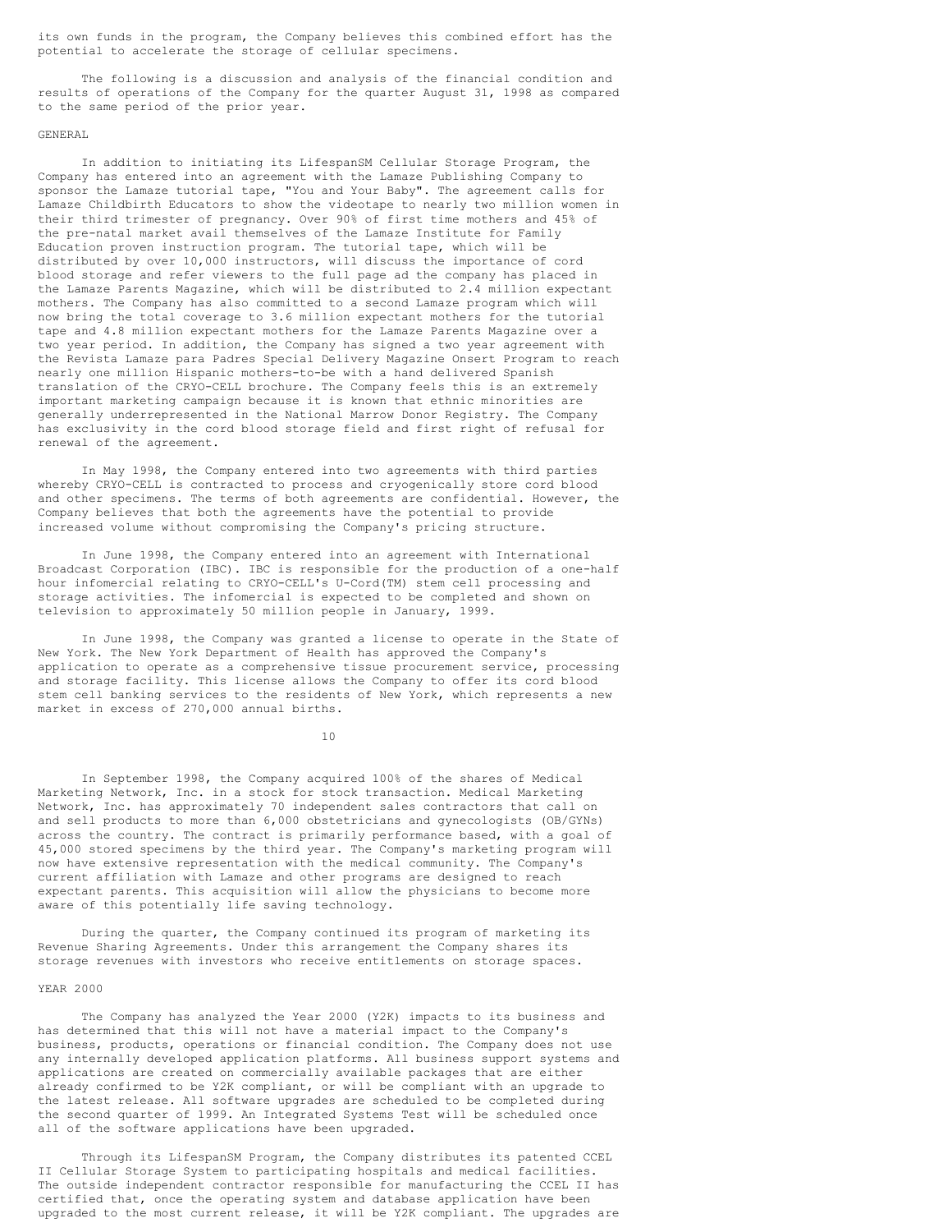its own funds in the program, the Company believes this combined effort has the potential to accelerate the storage of cellular specimens.

The following is a discussion and analysis of the financial condition and results of operations of the Company for the quarter August 31, 1998 as compared to the same period of the prior year.

## GENERAL

In addition to initiating its LifespanSM Cellular Storage Program, the Company has entered into an agreement with the Lamaze Publishing Company to sponsor the Lamaze tutorial tape, "You and Your Baby". The agreement calls for Lamaze Childbirth Educators to show the videotape to nearly two million women in their third trimester of pregnancy. Over 90% of first time mothers and 45% of the pre-natal market avail themselves of the Lamaze Institute for Family Education proven instruction program. The tutorial tape, which will be distributed by over 10,000 instructors, will discuss the importance of cord blood storage and refer viewers to the full page ad the company has placed in the Lamaze Parents Magazine, which will be distributed to 2.4 million expectant mothers. The Company has also committed to a second Lamaze program which will now bring the total coverage to 3.6 million expectant mothers for the tutorial tape and 4.8 million expectant mothers for the Lamaze Parents Magazine over a two year period. In addition, the Company has signed a two year agreement with the Revista Lamaze para Padres Special Delivery Magazine Onsert Program to reach nearly one million Hispanic mothers-to-be with a hand delivered Spanish translation of the CRYO-CELL brochure. The Company feels this is an extremely important marketing campaign because it is known that ethnic minorities are generally underrepresented in the National Marrow Donor Registry. The Company has exclusivity in the cord blood storage field and first right of refusal for renewal of the agreement.

In May 1998, the Company entered into two agreements with third parties whereby CRYO-CELL is contracted to process and cryogenically store cord blood and other specimens. The terms of both agreements are confidential. However, the Company believes that both the agreements have the potential to provide increased volume without compromising the Company's pricing structure.

In June 1998, the Company entered into an agreement with International Broadcast Corporation (IBC). IBC is responsible for the production of a one-half hour infomercial relating to CRYO-CELL's U-Cord(TM) stem cell processing and storage activities. The infomercial is expected to be completed and shown on television to approximately 50 million people in January, 1999.

In June 1998, the Company was granted a license to operate in the State of New York. The New York Department of Health has approved the Company's application to operate as a comprehensive tissue procurement service, processing and storage facility. This license allows the Company to offer its cord blood stem cell banking services to the residents of New York, which represents a new market in excess of 270,000 annual births.

In September 1998, the Company acquired 100% of the shares of Medical Marketing Network, Inc. in a stock for stock transaction. Medical Marketing Network, Inc. has approximately 70 independent sales contractors that call on and sell products to more than 6,000 obstetricians and gynecologists (OB/GYNs) across the country. The contract is primarily performance based, with a goal of 45,000 stored specimens by the third year. The Company's marketing program will now have extensive representation with the medical community. The Company's current affiliation with Lamaze and other programs are designed to reach expectant parents. This acquisition will allow the physicians to become more aware of this potentially life saving technology.

During the quarter, the Company continued its program of marketing its Revenue Sharing Agreements. Under this arrangement the Company shares its storage revenues with investors who receive entitlements on storage spaces.

## YEAR 2000

The Company has analyzed the Year 2000 (Y2K) impacts to its business and has determined that this will not have a material impact to the Company's business, products, operations or financial condition. The Company does not use any internally developed application platforms. All business support systems and applications are created on commercially available packages that are either already confirmed to be Y2K compliant, or will be compliant with an upgrade to the latest release. All software upgrades are scheduled to be completed during the second quarter of 1999. An Integrated Systems Test will be scheduled once all of the software applications have been upgraded.

Through its LifespanSM Program, the Company distributes its patented CCEL II Cellular Storage System to participating hospitals and medical facilities. The outside independent contractor responsible for manufacturing the CCEL II has certified that, once the operating system and database application have been upgraded to the most current release, it will be Y2K compliant. The upgrades are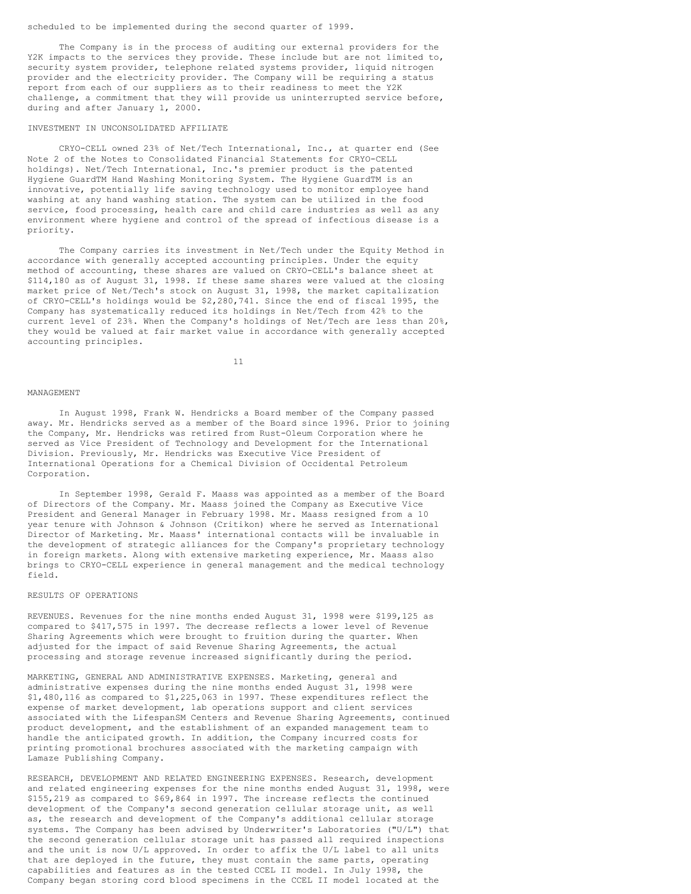scheduled to be implemented during the second quarter of 1999.

The Company is in the process of auditing our external providers for the Y2K impacts to the services they provide. These include but are not limited to, security system provider, telephone related systems provider, liquid nitrogen provider and the electricity provider. The Company will be requiring a status report from each of our suppliers as to their readiness to meet the Y2K challenge, a commitment that they will provide us uninterrupted service before, during and after January 1, 2000.

INVESTMENT IN UNCONSOLIDATED AFFILIATE

CRYO-CELL owned 23% of Net/Tech International, Inc., at quarter end (See Note 2 of the Notes to Consolidated Financial Statements for CRYO-CELL holdings). Net/Tech International, Inc.'s premier product is the patented Hygiene GuardTM Hand Washing Monitoring System. The Hygiene GuardTM is an innovative, potentially life saving technology used to monitor employee hand washing at any hand washing station. The system can be utilized in the food service, food processing, health care and child care industries as well as any environment where hygiene and control of the spread of infectious disease is a priority.

The Company carries its investment in Net/Tech under the Equity Method in accordance with generally accepted accounting principles. Under the equity method of accounting, these shares are valued on CRYO-CELL's balance sheet at $114,180 as of August 31, 1998. If these same shares were valued at the closing market price of Net/Tech's stock on August 31, 1998, the market capitalization of CRYO-CELL's holdings would be $2,280,741. Since the end of fiscal 1995, the Company has systematically reduced its holdings in Net/Tech from 42% to the current level of 23%. When the Company's holdings of Net/Tech are less than 20%, they would be valued at fair market value in accordance with generally accepted accounting principles.

MANAGEMENT

In August 1998, Frank W. Hendricks a Board member of the Company passed away. Mr. Hendricks served as a member of the Board since 1996. Prior to joining the Company, Mr. Hendricks was retired from Rust-Oleum Corporation where he served as Vice President of Technology and Development for the International Division. Previously, Mr. Hendricks was Executive Vice President of International Operations for a Chemical Division of Occidental Petroleum Corporation.

In September 1998, Gerald F. Maass was appointed as a member of the Board of Directors of the Company. Mr. Maass joined the Company as Executive Vice President and General Manager in February 1998. Mr. Maass resigned from a 10 year tenure with Johnson & Johnson (Critikon) where he served as International Director of Marketing. Mr. Maass' international contacts will be invaluable in the development of strategic alliances for the Company's proprietary technology in foreign markets. Along with extensive marketing experience, Mr. Maass also brings to CRYO-CELL experience in general management and the medical technology field.

RESULTS OF OPERATIONS

REVENUES. Revenues for the nine months ended August 31, 1998 were $199,125 as compared to $417,575 in 1997. The decrease reflects a lower level of Revenue Sharing Agreements which were brought to fruition during the quarter. When adjusted for the impact of said Revenue Sharing Agreements, the actual processing and storage revenue increased significantly during the period.

MARKETING, GENERAL AND ADMINISTRATIVE EXPENSES. Marketing, general and administrative expenses during the nine months ended August 31, 1998 were $1,480,116 as compared to $1,225,063 in 1997. These expenditures reflect the expense of market development, lab operations support and client services associated with the LifespanSM Centers and Revenue Sharing Agreements, continued product development, and the establishment of an expanded management team to handle the anticipated growth. In addition, the Company incurred costs for printing promotional brochures associated with the marketing campaign with Lamaze Publishing Company.

RESEARCH, DEVELOPMENT AND RELATED ENGINEERING EXPENSES. Research, development and related engineering expenses for the nine months ended August 31, 1998, were $155,219 as compared to $69,864 in 1997. The increase reflects the continued development of the Company's second generation cellular storage unit, as well as, the research and development of the Company's additional cellular storage systems. The Company has been advised by Underwriter's Laboratories ("U/L") that the second generation cellular storage unit has passed all required inspections and the unit is now U/L approved. In order to affix the U/L label to all units that are deployed in the future, they must contain the same parts, operating capabilities and features as in the tested CCEL II model. In July 1998, the Company began storing cord blood specimens in the CCEL II model located at the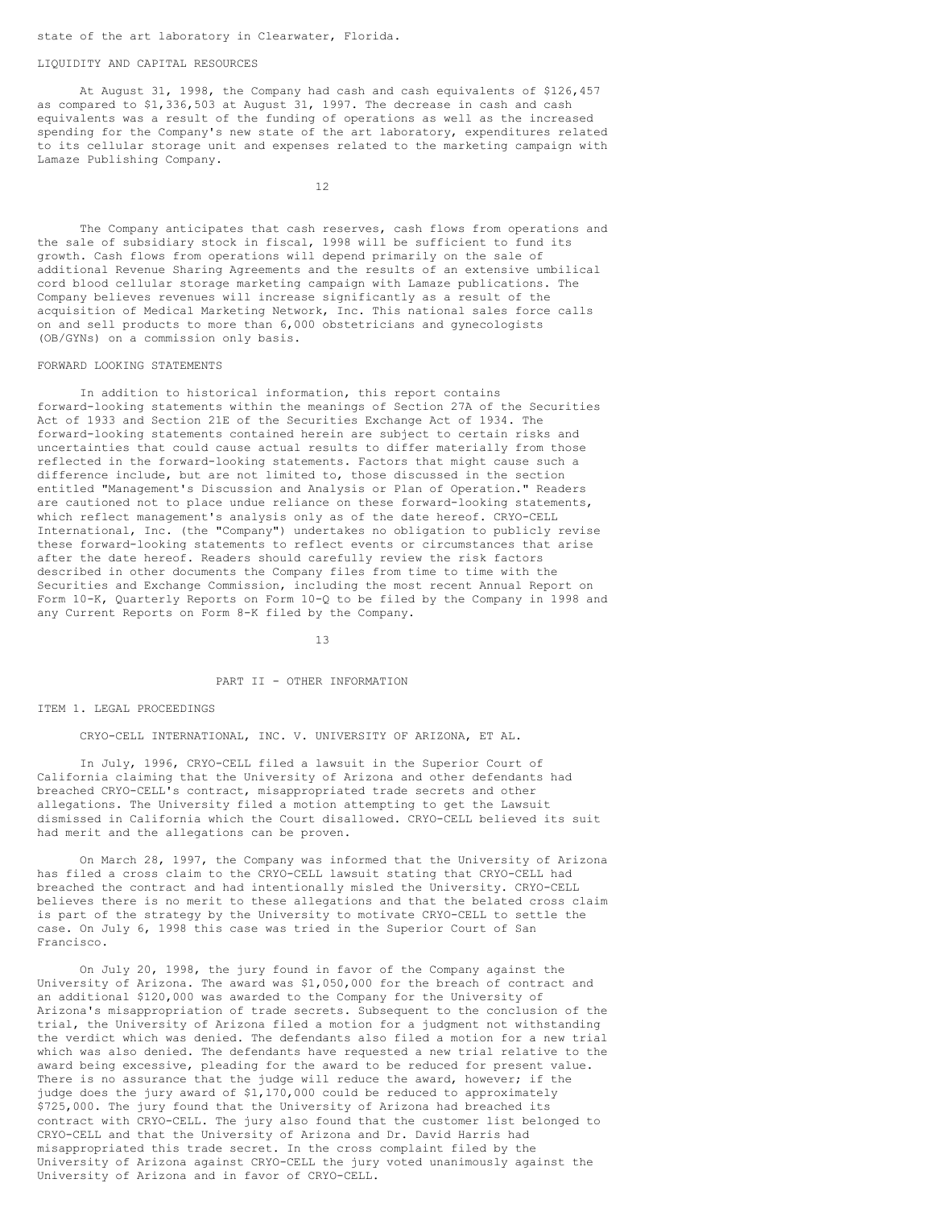state of the art laboratory in Clearwater, Florida.

## LIQUIDITY AND CAPITAL RESOURCES

At August 31, 1998, the Company had cash and cash equivalents of $126,457 as compared to $1,336,503 at August 31, 1997. The decrease in cash and cash equivalents was a result of the funding of operations as well as the increased spending for the Company's new state of the art laboratory, expenditures related to its cellular storage unit and expenses related to the marketing campaign with Lamaze Publishing Company.

The Company anticipates that cash reserves, cash flows from operations and the sale of subsidiary stock in fiscal, 1998 will be sufficient to fund its growth. Cash flows from operations will depend primarily on the sale of additional Revenue Sharing Agreements and the results of an extensive umbilical cord blood cellular storage marketing campaign with Lamaze publications. The Company believes revenues will increase significantly as a result of the acquisition of Medical Marketing Network, Inc. This national sales force calls on and sell products to more than 6,000 obstetricians and gynecologists (OB/GYNs) on a commission only basis.

## FORWARD LOOKING STATEMENTS

In addition to historical information, this report contains forward-looking statements within the meanings of Section 27A of the Securities Act of 1933 and Section 21E of the Securities Exchange Act of 1934. The forward-looking statements contained herein are subject to certain risks and uncertainties that could cause actual results to differ materially from those reflected in the forward-looking statements. Factors that might cause such a difference include, but are not limited to, those discussed in the section entitled "Management's Discussion and Analysis or Plan of Operation." Readers are cautioned not to place undue reliance on these forward-looking statements, which reflect management's analysis only as of the date hereof. CRYO-CELL International, Inc. (the "Company") undertakes no obligation to publicly revise these forward-looking statements to reflect events or circumstances that arise after the date hereof. Readers should carefully review the risk factors described in other documents the Company files from time to time with the Securities and Exchange Commission, including the most recent Annual Report on Form 10-K, Quarterly Reports on Form 10-Q to be filed by the Company in 1998 and any Current Reports on Form 8-K filed by the Company.

# PART II - OTHER INFORMATION

## ITEM 1. LEGAL PROCEEDINGS

CRYO-CELL INTERNATIONAL, INC. V. UNIVERSITY OF ARIZONA, ET AL.

In July, 1996, CRYO-CELL filed a lawsuit in the Superior Court of California claiming that the University of Arizona and other defendants had breached CRYO-CELL's contract, misappropriated trade secrets and other allegations. The University filed a motion attempting to get the Lawsuit dismissed in California which the Court disallowed. CRYO-CELL believed its suit had merit and the allegations can be proven.

On March 28, 1997, the Company was informed that the University of Arizona has filed a cross claim to the CRYO-CELL lawsuit stating that CRYO-CELL had breached the contract and had intentionally misled the University. CRYO-CELL believes there is no merit to these allegations and that the belated cross claim is part of the strategy by the University to motivate CRYO-CELL to settle the case. On July 6, 1998 this case was tried in the Superior Court of San Francisco.

On July 20, 1998, the jury found in favor of the Company against the University of Arizona. The award was $1,050,000 for the breach of contract and an additional $120,000 was awarded to the Company for the University of Arizona's misappropriation of trade secrets. Subsequent to the conclusion of the trial, the University of Arizona filed a motion for a judgment not withstanding the verdict which was denied. The defendants also filed a motion for a new trial which was also denied. The defendants have requested a new trial relative to the award being excessive, pleading for the award to be reduced for present value. There is no assurance that the judge will reduce the award, however; if the judge does the jury award of $1,170,000 could be reduced to approximately $725,000. The jury found that the University of Arizona had breached its contract with CRYO-CELL. The jury also found that the customer list belonged to CRYO-CELL and that the University of Arizona and Dr. David Harris had misappropriated this trade secret. In the cross complaint filed by the University of Arizona against CRYO-CELL the jury voted unanimously against the University of Arizona and in favor of CRYO-CELL.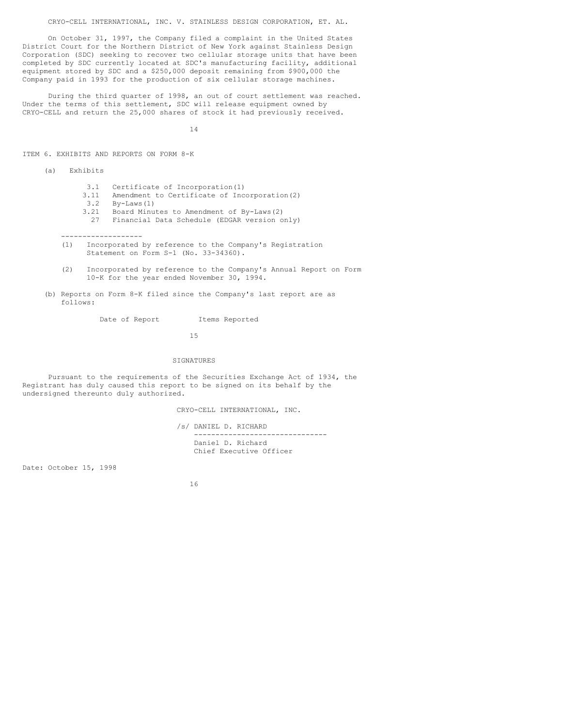CRYO-CELL INTERNATIONAL, INC. V. STAINLESS DESIGN CORPORATION, ET. AL.

On October 31, 1997, the Company filed a complaint in the United States District Court for the Northern District of New York against Stainless Design Corporation (SDC) seeking to recover two cellular storage units that have been completed by SDC currently located at SDC's manufacturing facility, additional equipment stored by SDC and a $250,000 deposit remaining from $900,000 the Company paid in 1993 for the production of six cellular storage machines.

During the third quarter of 1998, an out of court settlement was reached. Under the terms of this settlement, SDC will release equipment owned by CRYO-CELL and return the 25,000 shares of stock it had previously received.

## ITEM 6. EXHIBITS AND REPORTS ON FORM 8-K

(a) Exhibits

| | |
|---|---|
| 3.1 | Certificate of Incorporation(1) |
| 3.11 | Amendment to Certificate of Incorporation(2) |
| 3.2 | By-Laws(1) |
| 3.21 | Board Minutes to Amendment of By-Laws(2) |
| 27 | Financial Data Schedule (EDGAR version only) |

-------------------

(1) Incorporated by reference to the Company's Registration Statement on Form S-1 (No. 33-34360).

(2) Incorporated by reference to the Company's Annual Report on Form 10-K for the year ended November 30, 1994.

(b) Reports on Form 8-K filed since the Company's last report are as follows:

| Date of Report | Items Reported |
|---|---|

## SIGNATURES

Pursuant to the requirements of the Securities Exchange Act of 1934, the Registrant has duly caused this report to be signed on its behalf by the undersigned thereunto duly authorized.

CRYO-CELL INTERNATIONAL, INC.

/s/ DANIEL D. RICHARD

-------------------------------

Daniel D. Richard
Chief Executive Officer

Date: October 15, 1998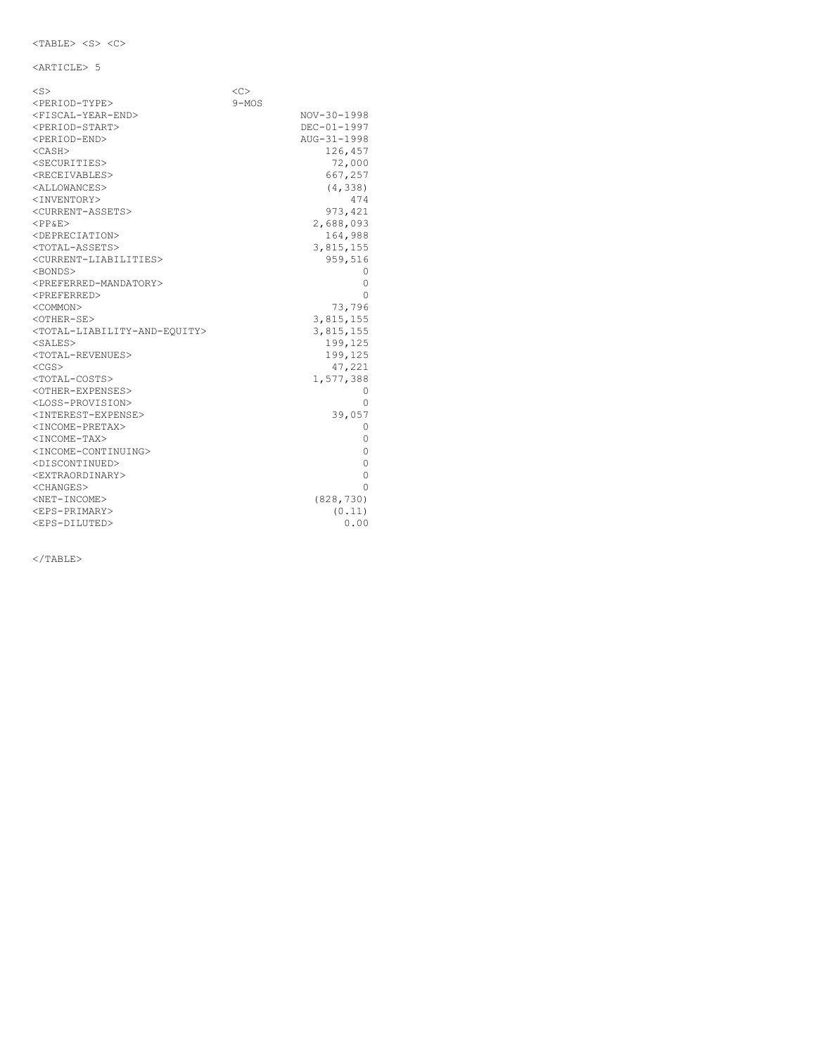<TABLE> <S> <C>

<ARTICLE> 5

| <S> | <C> |
|---|---|
| <PERIOD-TYPE> | 9-MOS |
| <FISCAL-YEAR-END> | NOV-30-1998 |
| <PERIOD-START> | DEC-01-1997 |
| <PERIOD-END> | AUG-31-1998 |
| <CASH> | 126,457 |
| <SECURITIES> | 72,000 |
| <RECEIVABLES> | 667,257 |
| <ALLOWANCES> | (4,338) |
| <INVENTORY> | 474 |
| <CURRENT-ASSETS> | 973,421 |
| <PP&E> | 2,688,093 |
| <DEPRECIATION> | 164,988 |
| <TOTAL-ASSETS> | 3,815,155 |
| <CURRENT-LIABILITIES> | 959,516 |
| <BONDS> | 0 |
| <PREFERRED-MANDATORY> | 0 |
| <PREFERRED> | 0 |
| <COMMON> | 73,796 |
| <OTHER-SE> | 3,815,155 |
| <TOTAL-LIABILITY-AND-EQUITY> | 3,815,155 |
| <SALES> | 199,125 |
| <TOTAL-REVENUES> | 199,125 |
| <CGS> | 47,221 |
| <TOTAL-COSTS> | 1,577,388 |
| <OTHER-EXPENSES> | 0 |
| <LOSS-PROVISION> | 0 |
| <INTEREST-EXPENSE> | 39,057 |
| <INCOME-PRETAX> | 0 |
| <INCOME-TAX> | 0 |
| <INCOME-CONTINUING> | 0 |
| <DISCONTINUED> | 0 |
| <EXTRAORDINARY> | 0 |
| <CHANGES> | 0 |
| <NET-INCOME> | (828,730) |
| <EPS-PRIMARY> | (0.11) |
| <EPS-DILUTED> | 0.00 |

</TABLE>